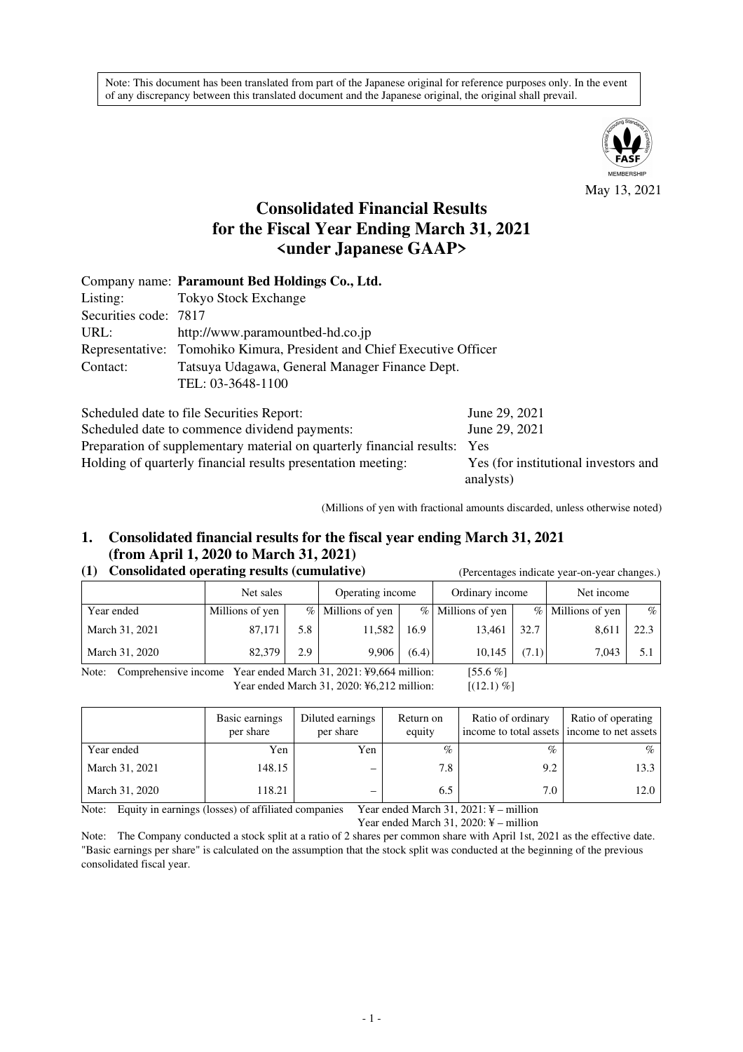Note: This document has been translated from part of the Japanese original for reference purposes only. In the event of any discrepancy between this translated document and the Japanese original, the original shall prevail.

May 13, 2021

# Consolidated Financial Results for the Fiscal Year Ending March 31, 2021 <under Japanese GAAP>

Company name: **Paramount Bed Holdings Co., Ltd.**
Listing: Tokyo Stock Exchange
Securities code: 7817
URL: http://www.paramountbed-hd.co.jp
Representative: Tomohiko Kimura, President and Chief Executive Officer
Contact: Tatsuya Udagawa, General Manager Finance Dept.
TEL: 03-3648-1100

Scheduled date to file Securities Report: June 29, 2021
Scheduled date to commence dividend payments: June 29, 2021
Preparation of supplementary material on quarterly financial results: Yes
Holding of quarterly financial results presentation meeting: Yes (for institutional investors and analysts)

(Millions of yen with fractional amounts discarded, unless otherwise noted)

## 1. Consolidated financial results for the fiscal year ending March 31, 2021 (from April 1, 2020 to March 31, 2021)

### (1) Consolidated operating results (cumulative)

(Percentages indicate year-on-year changes.)

| | Net sales | | Operating income | | Ordinary income | | Net income | |
|---|---|---|---|---|---|---|---|---|
| Year ended | Millions of yen | % | Millions of yen | % | Millions of yen | % | Millions of yen | % |
| March 31, 2021 | 87,171 | 5.8 | 11,582 | 16.9 | 13,461 | 32.7 | 8,611 | 22.3 |
| March 31, 2020 | 82,379 | 2.9 | 9,906 | (6.4) | 10,145 | (7.1) | 7,043 | 5.1 |

Note: Comprehensive income Year ended March 31, 2021: ¥9,664 million: [55.6 %]
Year ended March 31, 2020: ¥6,212 million: [(12.1) %]

| | Basic earnings per share | Diluted earnings per share | Return on equity | Ratio of ordinary income to total assets | Ratio of operating income to net assets |
|---|---|---|---|---|---|
| Year ended | Yen | Yen | % | % | % |
| March 31, 2021 | 148.15 | – | 7.8 | 9.2 | 13.3 |
| March 31, 2020 | 118.21 | – | 6.5 | 7.0 | 12.0 |

Note: Equity in earnings (losses) of affiliated companies Year ended March 31, 2021: ¥ – million
Year ended March 31, 2020: ¥ – million

Note: The Company conducted a stock split at a ratio of 2 shares per common share with April 1st, 2021 as the effective date. "Basic earnings per share" is calculated on the assumption that the stock split was conducted at the beginning of the previous consolidated fiscal year.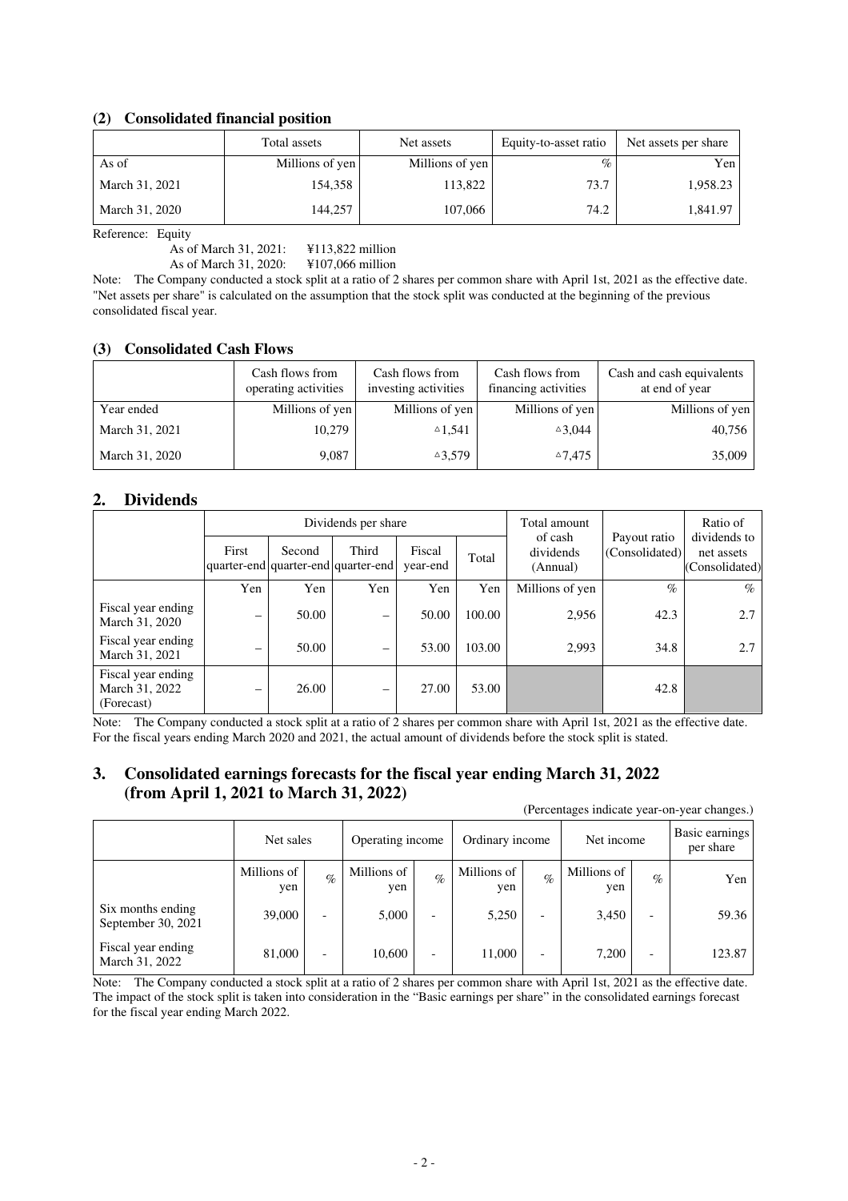### (2) Consolidated financial position

| | Total assets | Net assets | Equity-to-asset ratio | Net assets per share |
|---|---|---|---|---|
| As of | Millions of yen | Millions of yen | % | Yen |
| March 31, 2021 | 154,358 | 113,822 | 73.7 | 1,958.23 |
| March 31, 2020 | 144,257 | 107,066 | 74.2 | 1,841.97 |

Reference: Equity

As of March 31, 2021: ¥113,822 million

As of March 31, 2020: ¥107,066 million

Note: The Company conducted a stock split at a ratio of 2 shares per common share with April 1st, 2021 as the effective date. "Net assets per share" is calculated on the assumption that the stock split was conducted at the beginning of the previous consolidated fiscal year.

### (3) Consolidated Cash Flows

| | Cash flows from operating activities | Cash flows from investing activities | Cash flows from financing activities | Cash and cash equivalents at end of year |
|---|---|---|---|---|
| Year ended | Millions of yen | Millions of yen | Millions of yen | Millions of yen |
| March 31, 2021 | 10,279 | △1,541 | △3,044 | 40,756 |
| March 31, 2020 | 9,087 | △3,579 | △7,475 | 35,009 |

## 2. Dividends

| | Dividends per share | | | | | Total amount of cash dividends (Annual) | Payout ratio (Consolidated) | Ratio of dividends to net assets (Consolidated) |
|---|---|---|---|---|---|---|---|---|
| | First quarter-end | Second quarter-end | Third quarter-end | Fiscal year-end | Total | | | |
| | Yen | Yen | Yen | Yen | Yen | Millions of yen | % | % |
| Fiscal year ending March 31, 2020 | – | 50.00 | – | 50.00 | 100.00 | 2,956 | 42.3 | 2.7 |
| Fiscal year ending March 31, 2021 | – | 50.00 | – | 53.00 | 103.00 | 2,993 | 34.8 | 2.7 |
| Fiscal year ending March 31, 2022 (Forecast) | – | 26.00 | – | 27.00 | 53.00 | | 42.8 | |

Note: The Company conducted a stock split at a ratio of 2 shares per common share with April 1st, 2021 as the effective date. For the fiscal years ending March 2020 and 2021, the actual amount of dividends before the stock split is stated.

## 3. Consolidated earnings forecasts for the fiscal year ending March 31, 2022 (from April 1, 2021 to March 31, 2022)

(Percentages indicate year-on-year changes.)

| | Net sales | | Operating income | | Ordinary income | | Net income | | Basic earnings per share |
|---|---|---|---|---|---|---|---|---|---|
| | Millions of yen | % | Millions of yen | % | Millions of yen | % | Millions of yen | % | Yen |
| Six months ending September 30, 2021 | 39,000 | - | 5,000 | - | 5,250 | - | 3,450 | - | 59.36 |
| Fiscal year ending March 31, 2022 | 81,000 | - | 10,600 | - | 11,000 | - | 7,200 | - | 123.87 |

Note: The Company conducted a stock split at a ratio of 2 shares per common share with April 1st, 2021 as the effective date. The impact of the stock split is taken into consideration in the "Basic earnings per share" in the consolidated earnings forecast for the fiscal year ending March 2022.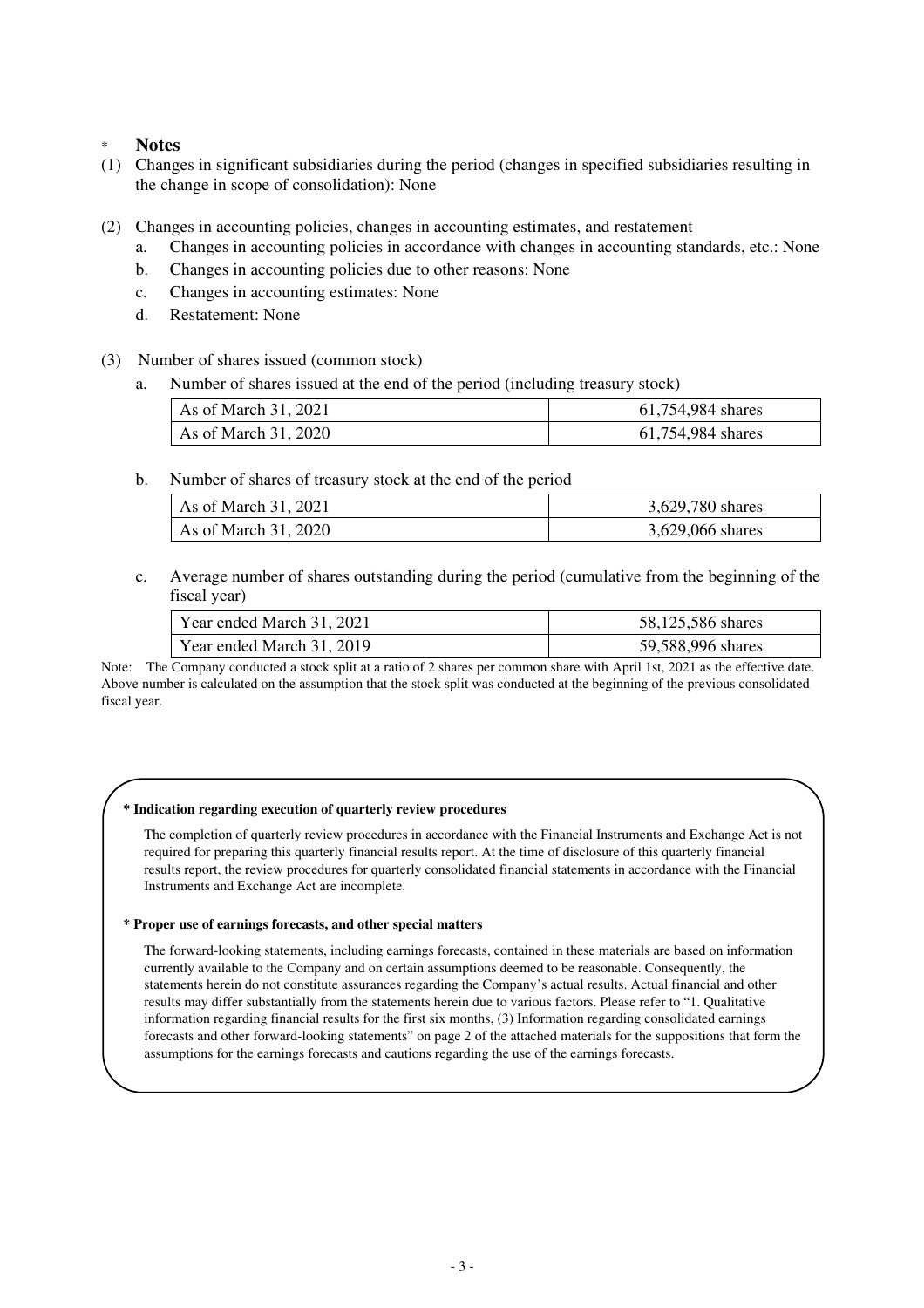\* **Notes**

(1) Changes in significant subsidiaries during the period (changes in specified subsidiaries resulting in the change in scope of consolidation): None

(2) Changes in accounting policies, changes in accounting estimates, and restatement
   a. Changes in accounting policies in accordance with changes in accounting standards, etc.: None
   b. Changes in accounting policies due to other reasons: None
   c. Changes in accounting estimates: None
   d. Restatement: None

(3) Number of shares issued (common stock)

   a. Number of shares issued at the end of the period (including treasury stock)

| | |
|---|---|
| As of March 31, 2021 | 61,754,984 shares |
| As of March 31, 2020 | 61,754,984 shares |

   b. Number of shares of treasury stock at the end of the period

| | |
|---|---|
| As of March 31, 2021 | 3,629,780 shares |
| As of March 31, 2020 | 3,629,066 shares |

   c. Average number of shares outstanding during the period (cumulative from the beginning of the fiscal year)

| | |
|---|---|
| Year ended March 31, 2021 | 58,125,586 shares |
| Year ended March 31, 2019 | 59,588,996 shares |

Note: The Company conducted a stock split at a ratio of 2 shares per common share with April 1st, 2021 as the effective date. Above number is calculated on the assumption that the stock split was conducted at the beginning of the previous consolidated fiscal year.

**\* Indication regarding execution of quarterly review procedures**

The completion of quarterly review procedures in accordance with the Financial Instruments and Exchange Act is not required for preparing this quarterly financial results report. At the time of disclosure of this quarterly financial results report, the review procedures for quarterly consolidated financial statements in accordance with the Financial Instruments and Exchange Act are incomplete.

**\* Proper use of earnings forecasts, and other special matters**

The forward-looking statements, including earnings forecasts, contained in these materials are based on information currently available to the Company and on certain assumptions deemed to be reasonable. Consequently, the statements herein do not constitute assurances regarding the Company's actual results. Actual financial and other results may differ substantially from the statements herein due to various factors. Please refer to "1. Qualitative information regarding financial results for the first six months, (3) Information regarding consolidated earnings forecasts and other forward-looking statements" on page 2 of the attached materials for the suppositions that form the assumptions for the earnings forecasts and cautions regarding the use of the earnings forecasts.